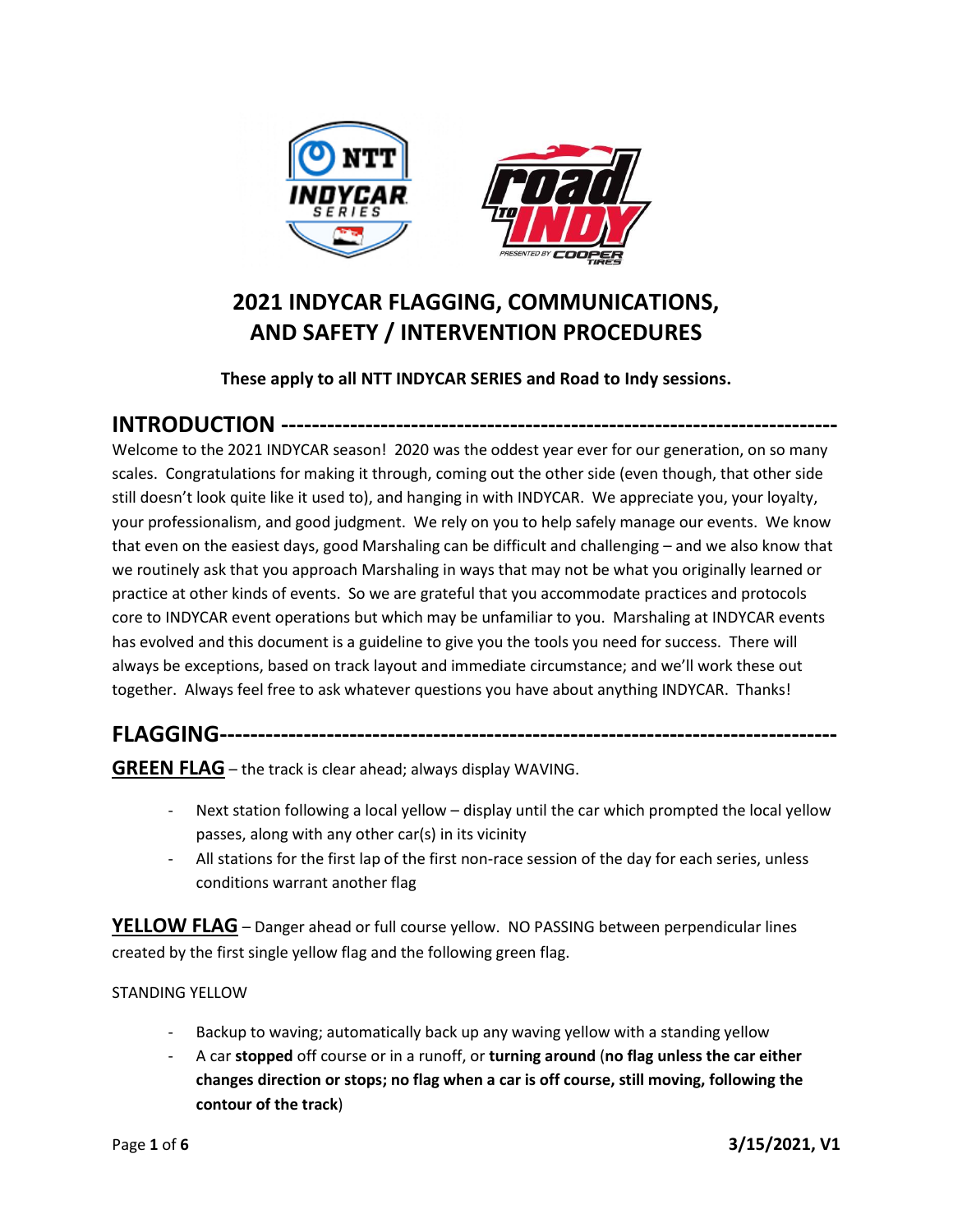# 2021 INDYCAR FLAGGING, COMMUNICATIONS, AND SAFETY / INTERVENTION PROCEDURES

**These apply to all NTT INDYCAR SERIES and Road to Indy sessions.**

## INTRODUCTION

Welcome to the 2021 INDYCAR season! 2020 was the oddest year ever for our generation, on so many scales. Congratulations for making it through, coming out the other side (even though, that other side still doesn't look quite like it used to), and hanging in with INDYCAR. We appreciate you, your loyalty, your professionalism, and good judgment. We rely on you to help safely manage our events. We know that even on the easiest days, good Marshaling can be difficult and challenging – and we also know that we routinely ask that you approach Marshaling in ways that may not be what you originally learned or practice at other kinds of events. So we are grateful that you accommodate practices and protocols core to INDYCAR event operations but which may be unfamiliar to you. Marshaling at INDYCAR events has evolved and this document is a guideline to give you the tools you need for success. There will always be exceptions, based on track layout and immediate circumstance; and we'll work these out together. Always feel free to ask whatever questions you have about anything INDYCAR. Thanks!

## FLAGGING

**GREEN FLAG** – the track is clear ahead; always display WAVING.

- Next station following a local yellow – display until the car which prompted the local yellow passes, along with any other car(s) in its vicinity
- All stations for the first lap of the first non-race session of the day for each series, unless conditions warrant another flag

**YELLOW FLAG** – Danger ahead or full course yellow. NO PASSING between perpendicular lines created by the first single yellow flag and the following green flag.

STANDING YELLOW

- Backup to waving; automatically back up any waving yellow with a standing yellow
- A car **stopped** off course or in a runoff, or **turning around** (**no flag unless the car either changes direction or stops; no flag when a car is off course, still moving, following the contour of the track**)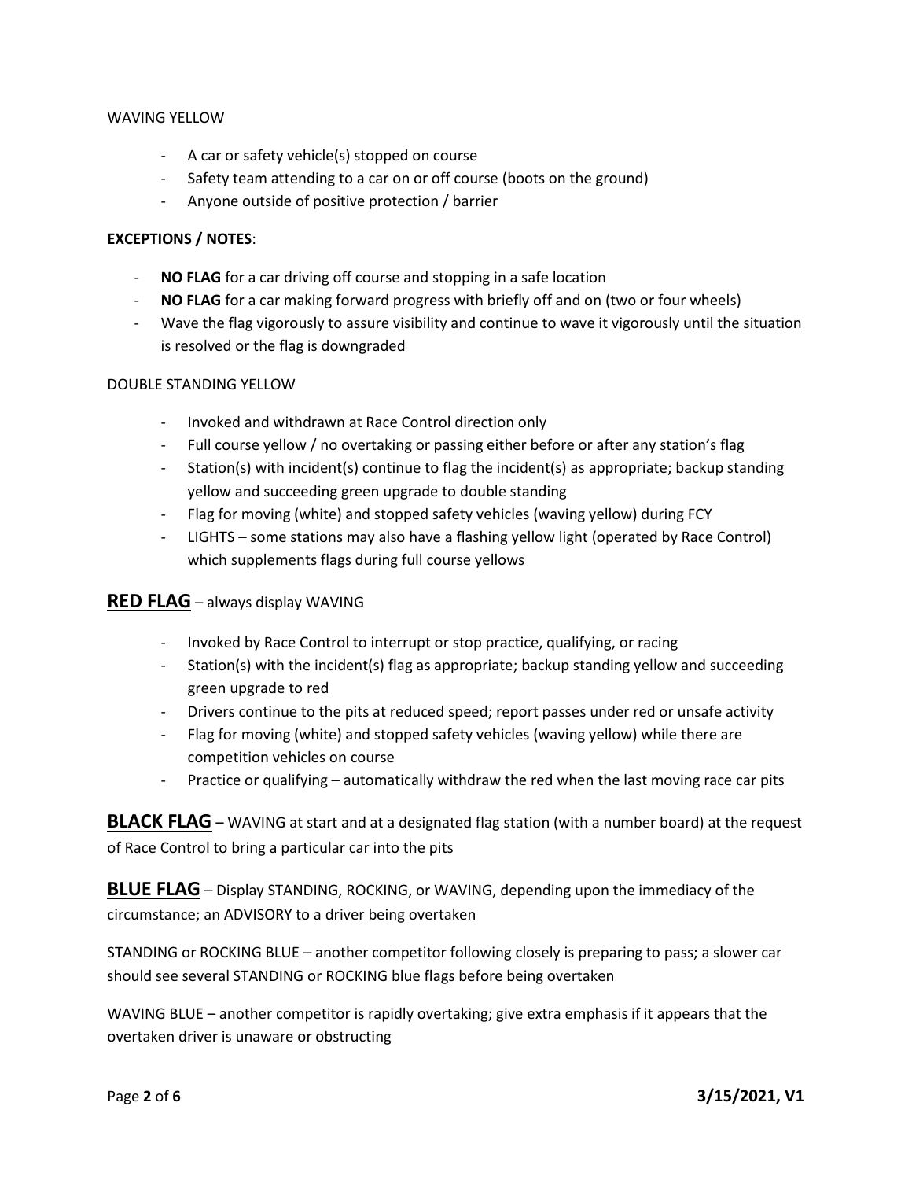WAVING YELLOW

- A car or safety vehicle(s) stopped on course
- Safety team attending to a car on or off course (boots on the ground)
- Anyone outside of positive protection / barrier

**EXCEPTIONS / NOTES**:

- **NO FLAG** for a car driving off course and stopping in a safe location
- **NO FLAG** for a car making forward progress with briefly off and on (two or four wheels)
- Wave the flag vigorously to assure visibility and continue to wave it vigorously until the situation is resolved or the flag is downgraded

DOUBLE STANDING YELLOW

- Invoked and withdrawn at Race Control direction only
- Full course yellow / no overtaking or passing either before or after any station's flag
- Station(s) with incident(s) continue to flag the incident(s) as appropriate; backup standing yellow and succeeding green upgrade to double standing
- Flag for moving (white) and stopped safety vehicles (waving yellow) during FCY
- LIGHTS – some stations may also have a flashing yellow light (operated by Race Control) which supplements flags during full course yellows

## RED FLAG – always display WAVING

- Invoked by Race Control to interrupt or stop practice, qualifying, or racing
- Station(s) with the incident(s) flag as appropriate; backup standing yellow and succeeding green upgrade to red
- Drivers continue to the pits at reduced speed; report passes under red or unsafe activity
- Flag for moving (white) and stopped safety vehicles (waving yellow) while there are competition vehicles on course
- Practice or qualifying – automatically withdraw the red when the last moving race car pits

**BLACK FLAG** – WAVING at start and at a designated flag station (with a number board) at the request of Race Control to bring a particular car into the pits

**BLUE FLAG** – Display STANDING, ROCKING, or WAVING, depending upon the immediacy of the circumstance; an ADVISORY to a driver being overtaken

STANDING or ROCKING BLUE – another competitor following closely is preparing to pass; a slower car should see several STANDING or ROCKING blue flags before being overtaken

WAVING BLUE – another competitor is rapidly overtaking; give extra emphasis if it appears that the overtaken driver is unaware or obstructing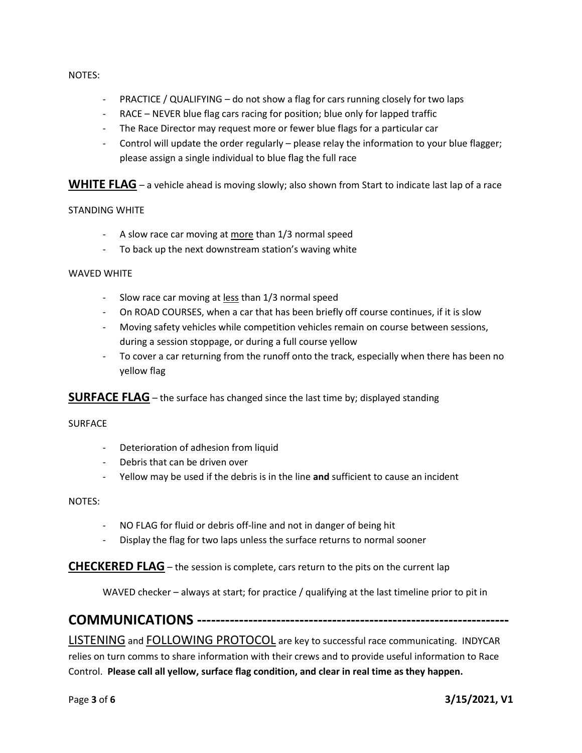NOTES:

- PRACTICE / QUALIFYING – do not show a flag for cars running closely for two laps
- RACE – NEVER blue flag cars racing for position; blue only for lapped traffic
- The Race Director may request more or fewer blue flags for a particular car
- Control will update the order regularly – please relay the information to your blue flagger; please assign a single individual to blue flag the full race

## <u>WHITE FLAG</u> – a vehicle ahead is moving slowly; also shown from Start to indicate last lap of a race

STANDING WHITE

- A slow race car moving at <u>more</u> than 1/3 normal speed
- To back up the next downstream station's waving white

WAVED WHITE

- Slow race car moving at <u>less</u> than 1/3 normal speed
- On ROAD COURSES, when a car that has been briefly off course continues, if it is slow
- Moving safety vehicles while competition vehicles remain on course between sessions, during a session stoppage, or during a full course yellow
- To cover a car returning from the runoff onto the track, especially when there has been no yellow flag

## <u>SURFACE FLAG</u> – the surface has changed since the last time by; displayed standing

SURFACE

- Deterioration of adhesion from liquid
- Debris that can be driven over
- Yellow may be used if the debris is in the line **and** sufficient to cause an incident

NOTES:

- NO FLAG for fluid or debris off-line and not in danger of being hit
- Display the flag for two laps unless the surface returns to normal sooner

## <u>CHECKERED FLAG</u> – the session is complete, cars return to the pits on the current lap

WAVED checker – always at start; for practice / qualifying at the last timeline prior to pit in

# COMMUNICATIONS -----------------------------------------------------------------

<u>LISTENING</u> and <u>FOLLOWING PROTOCOL</u> are key to successful race communicating. INDYCAR relies on turn comms to share information with their crews and to provide useful information to Race Control. **Please call all yellow, surface flag condition, and clear in real time as they happen.**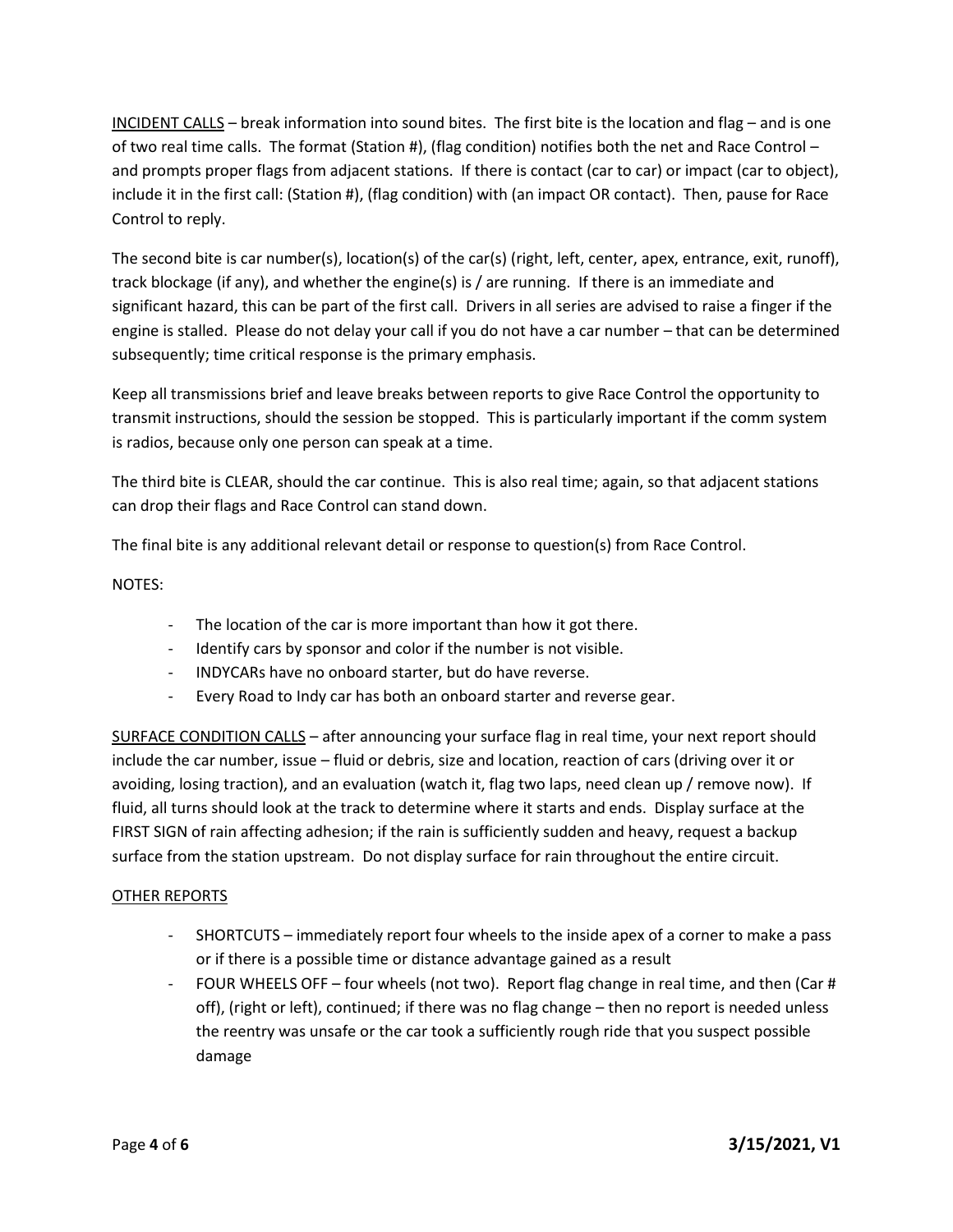<u>INCIDENT CALLS</u> – break information into sound bites. The first bite is the location and flag – and is one of two real time calls. The format (Station #), (flag condition) notifies both the net and Race Control – and prompts proper flags from adjacent stations. If there is contact (car to car) or impact (car to object), include it in the first call: (Station #), (flag condition) with (an impact OR contact). Then, pause for Race Control to reply.

The second bite is car number(s), location(s) of the car(s) (right, left, center, apex, entrance, exit, runoff), track blockage (if any), and whether the engine(s) is / are running. If there is an immediate and significant hazard, this can be part of the first call. Drivers in all series are advised to raise a finger if the engine is stalled. Please do not delay your call if you do not have a car number – that can be determined subsequently; time critical response is the primary emphasis.

Keep all transmissions brief and leave breaks between reports to give Race Control the opportunity to transmit instructions, should the session be stopped. This is particularly important if the comm system is radios, because only one person can speak at a time.

The third bite is CLEAR, should the car continue. This is also real time; again, so that adjacent stations can drop their flags and Race Control can stand down.

The final bite is any additional relevant detail or response to question(s) from Race Control.

NOTES:

- The location of the car is more important than how it got there.
- Identify cars by sponsor and color if the number is not visible.
- INDYCARs have no onboard starter, but do have reverse.
- Every Road to Indy car has both an onboard starter and reverse gear.

<u>SURFACE CONDITION CALLS</u> – after announcing your surface flag in real time, your next report should include the car number, issue – fluid or debris, size and location, reaction of cars (driving over it or avoiding, losing traction), and an evaluation (watch it, flag two laps, need clean up / remove now). If fluid, all turns should look at the track to determine where it starts and ends. Display surface at the FIRST SIGN of rain affecting adhesion; if the rain is sufficiently sudden and heavy, request a backup surface from the station upstream. Do not display surface for rain throughout the entire circuit.

<u>OTHER REPORTS</u>

- SHORTCUTS – immediately report four wheels to the inside apex of a corner to make a pass or if there is a possible time or distance advantage gained as a result
- FOUR WHEELS OFF – four wheels (not two). Report flag change in real time, and then (Car # off), (right or left), continued; if there was no flag change – then no report is needed unless the reentry was unsafe or the car took a sufficiently rough ride that you suspect possible damage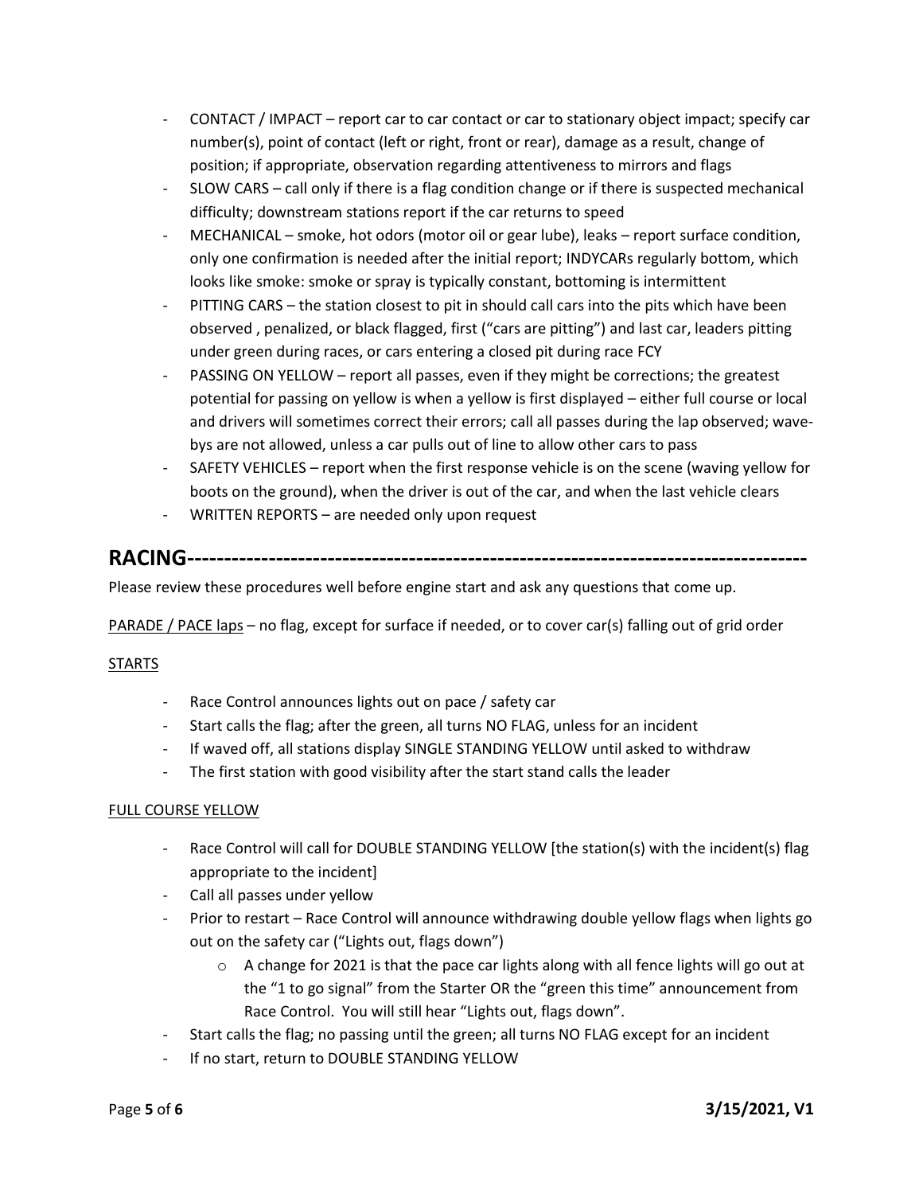- CONTACT / IMPACT – report car to car contact or car to stationary object impact; specify car number(s), point of contact (left or right, front or rear), damage as a result, change of position; if appropriate, observation regarding attentiveness to mirrors and flags
- SLOW CARS – call only if there is a flag condition change or if there is suspected mechanical difficulty; downstream stations report if the car returns to speed
- MECHANICAL – smoke, hot odors (motor oil or gear lube), leaks – report surface condition, only one confirmation is needed after the initial report; INDYCARs regularly bottom, which looks like smoke: smoke or spray is typically constant, bottoming is intermittent
- PITTING CARS – the station closest to pit in should call cars into the pits which have been observed , penalized, or black flagged, first ("cars are pitting") and last car, leaders pitting under green during races, or cars entering a closed pit during race FCY
- PASSING ON YELLOW – report all passes, even if they might be corrections; the greatest potential for passing on yellow is when a yellow is first displayed – either full course or local and drivers will sometimes correct their errors; call all passes during the lap observed; wave-bys are not allowed, unless a car pulls out of line to allow other cars to pass
- SAFETY VEHICLES – report when the first response vehicle is on the scene (waving yellow for boots on the ground), when the driver is out of the car, and when the last vehicle clears
- WRITTEN REPORTS – are needed only upon request

## RACING------------------------------------------------------------------------------------

Please review these procedures well before engine start and ask any questions that come up.

<u>PARADE / PACE laps</u> – no flag, except for surface if needed, or to cover car(s) falling out of grid order

<u>STARTS</u>

- Race Control announces lights out on pace / safety car
- Start calls the flag; after the green, all turns NO FLAG, unless for an incident
- If waved off, all stations display SINGLE STANDING YELLOW until asked to withdraw
- The first station with good visibility after the start stand calls the leader

<u>FULL COURSE YELLOW</u>

- Race Control will call for DOUBLE STANDING YELLOW [the station(s) with the incident(s) flag appropriate to the incident]
- Call all passes under yellow
- Prior to restart – Race Control will announce withdrawing double yellow flags when lights go out on the safety car ("Lights out, flags down")
  - A change for 2021 is that the pace car lights along with all fence lights will go out at the "1 to go signal" from the Starter OR the "green this time" announcement from Race Control. You will still hear "Lights out, flags down".
- Start calls the flag; no passing until the green; all turns NO FLAG except for an incident
- If no start, return to DOUBLE STANDING YELLOW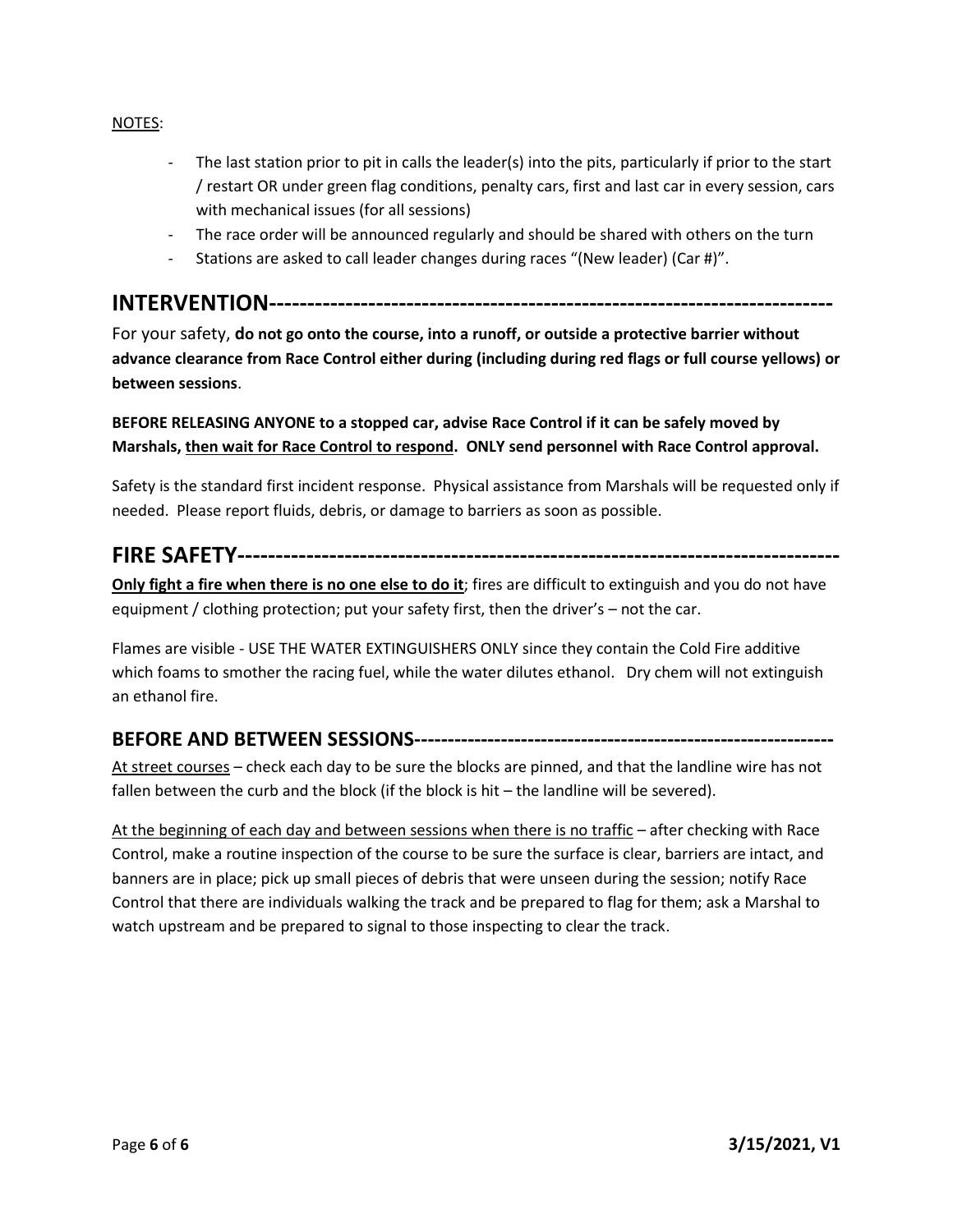NOTES:

- The last station prior to pit in calls the leader(s) into the pits, particularly if prior to the start / restart OR under green flag conditions, penalty cars, first and last car in every session, cars with mechanical issues (for all sessions)
- The race order will be announced regularly and should be shared with others on the turn
- Stations are asked to call leader changes during races "(New leader) (Car #)".

## INTERVENTION---------------------------------------------------------------------------

For your safety, **do not go onto the course, into a runoff, or outside a protective barrier without advance clearance from Race Control either during (including during red flags or full course yellows) or between sessions**.

**BEFORE RELEASING ANYONE to a stopped car, advise Race Control if it can be safely moved by Marshals, <u>then wait for Race Control to respond</u>. ONLY send personnel with Race Control approval.**

Safety is the standard first incident response. Physical assistance from Marshals will be requested only if needed. Please report fluids, debris, or damage to barriers as soon as possible.

## FIRE SAFETY-------------------------------------------------------------------------------

**<u>Only fight a fire when there is no one else to do it</u>**; fires are difficult to extinguish and you do not have equipment / clothing protection; put your safety first, then the driver's – not the car.

Flames are visible - USE THE WATER EXTINGUISHERS ONLY since they contain the Cold Fire additive which foams to smother the racing fuel, while the water dilutes ethanol. Dry chem will not extinguish an ethanol fire.

### BEFORE AND BETWEEN SESSIONS-------------------------------------------------------------

<u>At street courses</u> – check each day to be sure the blocks are pinned, and that the landline wire has not fallen between the curb and the block (if the block is hit – the landline will be severed).

<u>At the beginning of each day and between sessions when there is no traffic</u> – after checking with Race Control, make a routine inspection of the course to be sure the surface is clear, barriers are intact, and banners are in place; pick up small pieces of debris that were unseen during the session; notify Race Control that there are individuals walking the track and be prepared to flag for them; ask a Marshal to watch upstream and be prepared to signal to those inspecting to clear the track.